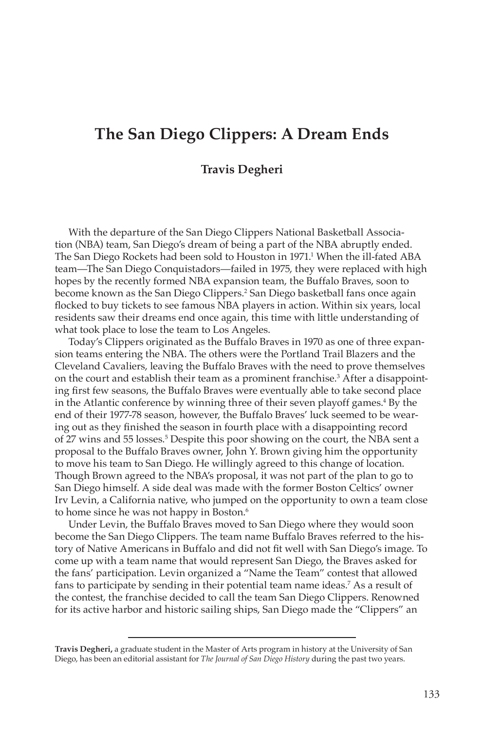# The San Diego Clippers: A Dream Ends

**Travis Degheri**

With the departure of the San Diego Clippers National Basketball Association (NBA) team, San Diego's dream of being a part of the NBA abruptly ended. The San Diego Rockets had been sold to Houston in 1971.[1] When the ill-fated ABA team—The San Diego Conquistadors—failed in 1975, they were replaced with high hopes by the recently formed NBA expansion team, the Buffalo Braves, soon to become known as the San Diego Clippers.[2] San Diego basketball fans once again flocked to buy tickets to see famous NBA players in action. Within six years, local residents saw their dreams end once again, this time with little understanding of what took place to lose the team to Los Angeles.

Today's Clippers originated as the Buffalo Braves in 1970 as one of three expansion teams entering the NBA. The others were the Portland Trail Blazers and the Cleveland Cavaliers, leaving the Buffalo Braves with the need to prove themselves on the court and establish their team as a prominent franchise.[3] After a disappointing first few seasons, the Buffalo Braves were eventually able to take second place in the Atlantic conference by winning three of their seven playoff games.[4] By the end of their 1977-78 season, however, the Buffalo Braves' luck seemed to be wearing out as they finished the season in fourth place with a disappointing record of 27 wins and 55 losses.[5] Despite this poor showing on the court, the NBA sent a proposal to the Buffalo Braves owner, John Y. Brown giving him the opportunity to move his team to San Diego. He willingly agreed to this change of location. Though Brown agreed to the NBA's proposal, it was not part of the plan to go to San Diego himself. A side deal was made with the former Boston Celtics' owner Irv Levin, a California native, who jumped on the opportunity to own a team close to home since he was not happy in Boston.[6]

Under Levin, the Buffalo Braves moved to San Diego where they would soon become the San Diego Clippers. The team name Buffalo Braves referred to the history of Native Americans in Buffalo and did not fit well with San Diego's image. To come up with a team name that would represent San Diego, the Braves asked for the fans' participation. Levin organized a "Name the Team" contest that allowed fans to participate by sending in their potential team name ideas.[7] As a result of the contest, the franchise decided to call the team San Diego Clippers. Renowned for its active harbor and historic sailing ships, San Diego made the "Clippers" an

---

**Travis Degheri,** a graduate student in the Master of Arts program in history at the University of San Diego, has been an editorial assistant for *The Journal of San Diego History* during the past two years.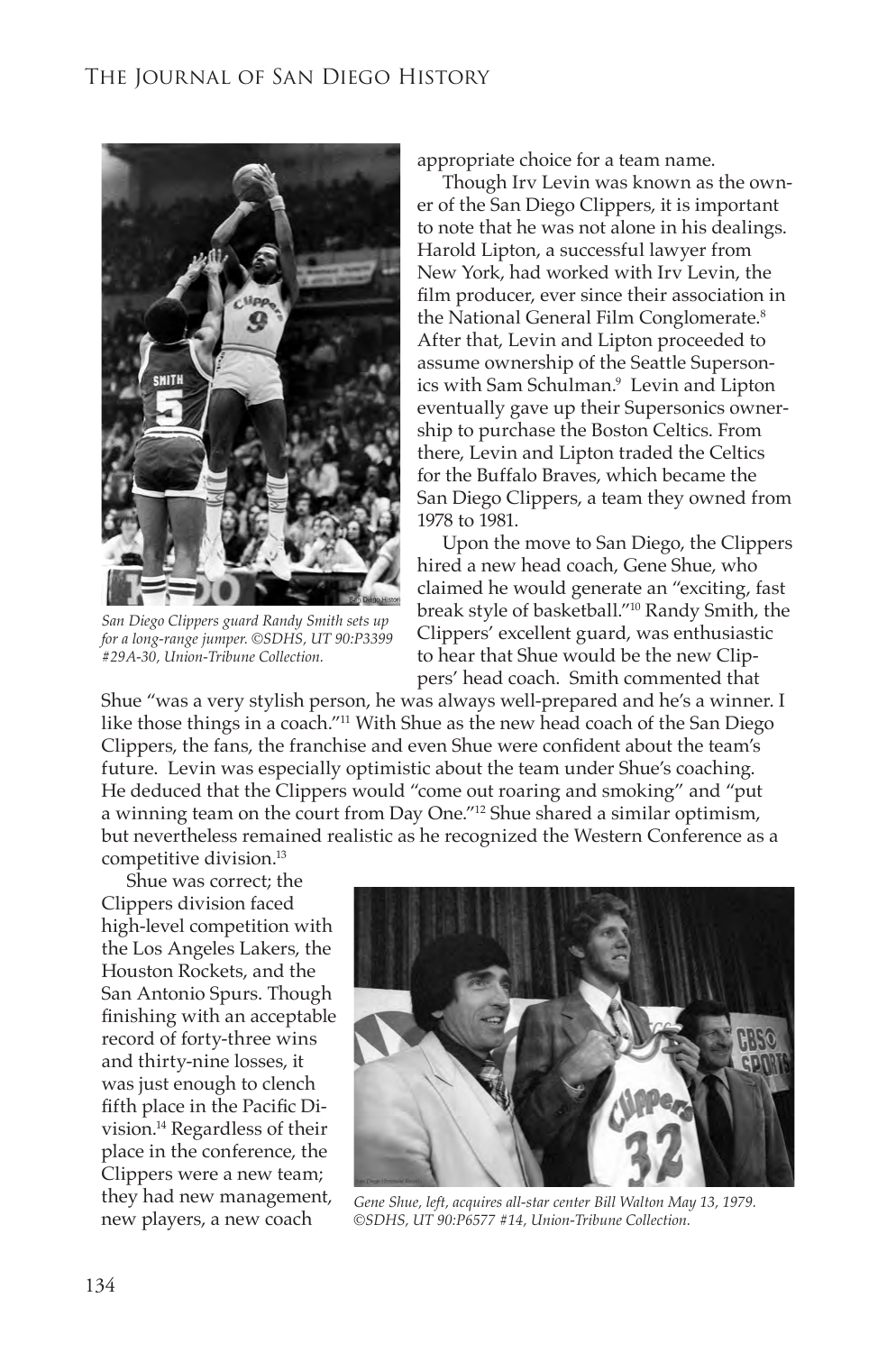appropriate choice for a team name.

Though Irv Levin was known as the owner of the San Diego Clippers, it is important to note that he was not alone in his dealings. Harold Lipton, a successful lawyer from New York, had worked with Irv Levin, the film producer, ever since their association in the National General Film Conglomerate.[8] After that, Levin and Lipton proceeded to assume ownership of the Seattle Supersonics with Sam Schulman.[9] Levin and Lipton eventually gave up their Supersonics ownership to purchase the Boston Celtics. From there, Levin and Lipton traded the Celtics for the Buffalo Braves, which became the San Diego Clippers, a team they owned from 1978 to 1981.

*San Diego Clippers guard Randy Smith sets up for a long-range jumper. ©SDHS, UT 90:P3399 #29A-30, Union-Tribune Collection.*

Upon the move to San Diego, the Clippers hired a new head coach, Gene Shue, who claimed he would generate an "exciting, fast break style of basketball."[10] Randy Smith, the Clippers' excellent guard, was enthusiastic to hear that Shue would be the new Clippers' head coach. Smith commented that Shue "was a very stylish person, he was always well-prepared and he's a winner. I like those things in a coach."[11] With Shue as the new head coach of the San Diego Clippers, the fans, the franchise and even Shue were confident about the team's future. Levin was especially optimistic about the team under Shue's coaching. He deduced that the Clippers would "come out roaring and smoking" and "put a winning team on the court from Day One."[12] Shue shared a similar optimism, but nevertheless remained realistic as he recognized the Western Conference as a competitive division.[13]

Shue was correct; the Clippers division faced high-level competition with the Los Angeles Lakers, the Houston Rockets, and the San Antonio Spurs. Though finishing with an acceptable record of forty-three wins and thirty-nine losses, it was just enough to clench fifth place in the Pacific Division.[14] Regardless of their place in the conference, the Clippers were a new team; they had new management, new players, a new coach

*Gene Shue, left, acquires all-star center Bill Walton May 13, 1979. ©SDHS, UT 90:P6577 #14, Union-Tribune Collection.*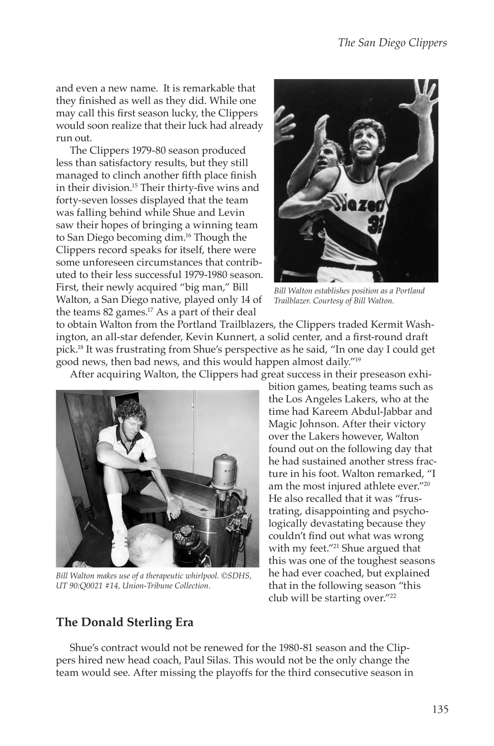and even a new name. It is remarkable that they finished as well as they did. While one may call this first season lucky, the Clippers would soon realize that their luck had already run out.

The Clippers 1979-80 season produced less than satisfactory results, but they still managed to clinch another fifth place finish in their division.[15] Their thirty-five wins and forty-seven losses displayed that the team was falling behind while Shue and Levin saw their hopes of bringing a winning team to San Diego becoming dim.[16] Though the Clippers record speaks for itself, there were some unforeseen circumstances that contributed to their less successful 1979-1980 season. First, their newly acquired "big man," Bill Walton, a San Diego native, played only 14 of the teams 82 games.[17] As a part of their deal to obtain Walton from the Portland Trailblazers, the Clippers traded Kermit Washington, an all-star defender, Kevin Kunnert, a solid center, and a first-round draft pick.[18] It was frustrating from Shue's perspective as he said, "In one day I could get good news, then bad news, and this would happen almost daily."[19]

*Bill Walton establishes position as a Portland Trailblazer. Courtesy of Bill Walton.*

After acquiring Walton, the Clippers had great success in their preseason exhibition games, beating teams such as the Los Angeles Lakers, who at the time had Kareem Abdul-Jabbar and Magic Johnson. After their victory over the Lakers however, Walton found out on the following day that he had sustained another stress fracture in his foot. Walton remarked, "I am the most injured athlete ever."[20] He also recalled that it was "frustrating, disappointing and psychologically devastating because they couldn't find out what was wrong with my feet."[21] Shue argued that this was one of the toughest seasons he had ever coached, but explained that in the following season "this club will be starting over."[22]

*Bill Walton makes use of a therapeutic whirlpool. ©SDHS, UT 90:Q0021 #14, Union-Tribune Collection.*

## The Donald Sterling Era

Shue's contract would not be renewed for the 1980-81 season and the Clippers hired new head coach, Paul Silas. This would not be the only change the team would see. After missing the playoffs for the third consecutive season in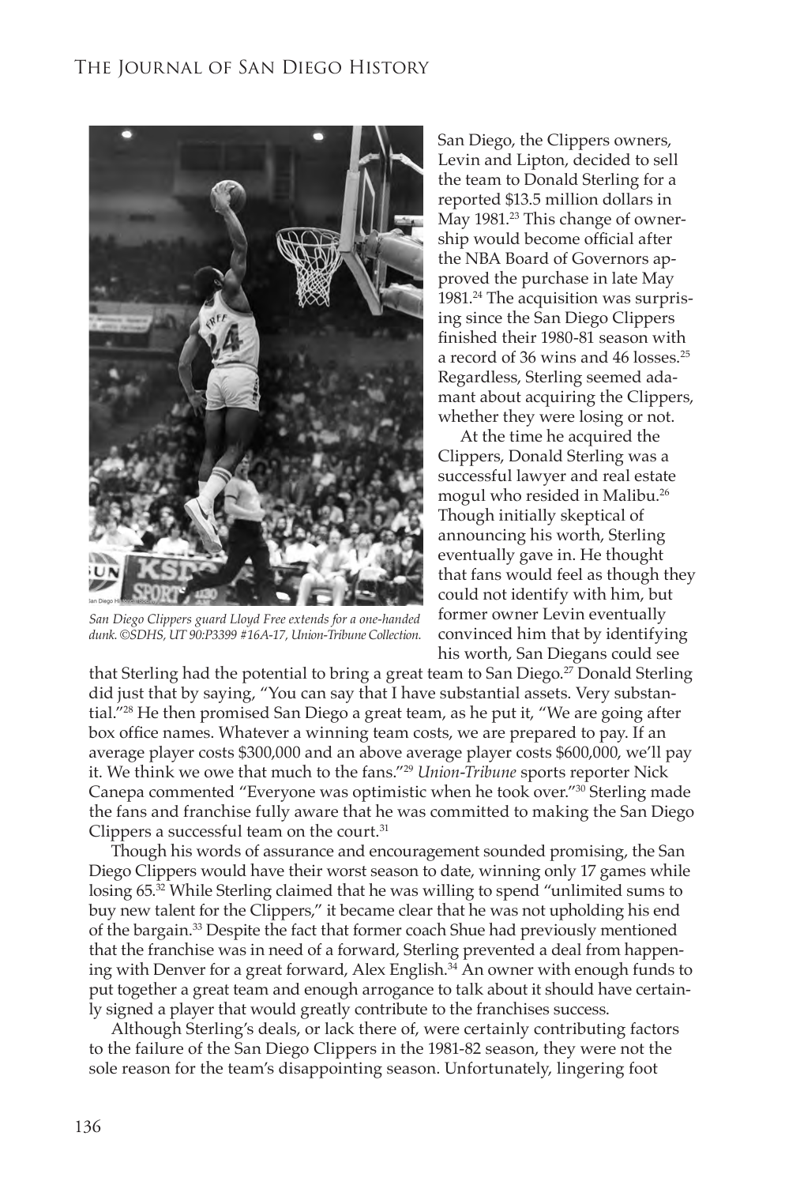San Diego Clippers guard Lloyd Free extends for a one-handed dunk. ©SDHS, UT 90:P3399 #16A-17, Union-Tribune Collection.

San Diego, the Clippers owners, Levin and Lipton, decided to sell the team to Donald Sterling for a reported $13.5 million dollars in May 1981.[23] This change of ownership would become official after the NBA Board of Governors approved the purchase in late May 1981.[24] The acquisition was surprising since the San Diego Clippers finished their 1980-81 season with a record of 36 wins and 46 losses.[25] Regardless, Sterling seemed adamant about acquiring the Clippers, whether they were losing or not.

At the time he acquired the Clippers, Donald Sterling was a successful lawyer and real estate mogul who resided in Malibu.[26] Though initially skeptical of announcing his worth, Sterling eventually gave in. He thought that fans would feel as though they could not identify with him, but former owner Levin eventually convinced him that by identifying his worth, San Diegans could see that Sterling had the potential to bring a great team to San Diego.[27] Donald Sterling did just that by saying, "You can say that I have substantial assets. Very substantial."[28] He then promised San Diego a great team, as he put it, "We are going after box office names. Whatever a winning team costs, we are prepared to pay. If an average player costs $300,000 and an above average player costs $600,000, we'll pay it. We think we owe that much to the fans."[29] *Union-Tribune* sports reporter Nick Canepa commented "Everyone was optimistic when he took over."[30] Sterling made the fans and franchise fully aware that he was committed to making the San Diego Clippers a successful team on the court.[31]

Though his words of assurance and encouragement sounded promising, the San Diego Clippers would have their worst season to date, winning only 17 games while losing 65.[32] While Sterling claimed that he was willing to spend "unlimited sums to buy new talent for the Clippers," it became clear that he was not upholding his end of the bargain.[33] Despite the fact that former coach Shue had previously mentioned that the franchise was in need of a forward, Sterling prevented a deal from happening with Denver for a great forward, Alex English.[34] An owner with enough funds to put together a great team and enough arrogance to talk about it should have certainly signed a player that would greatly contribute to the franchises success.

Although Sterling's deals, or lack there of, were certainly contributing factors to the failure of the San Diego Clippers in the 1981-82 season, they were not the sole reason for the team's disappointing season. Unfortunately, lingering foot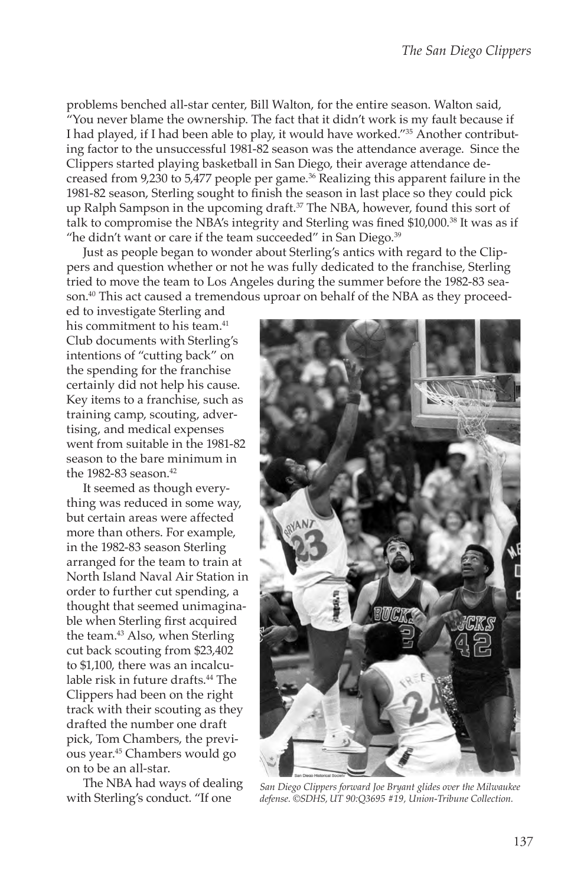problems benched all-star center, Bill Walton, for the entire season. Walton said, "You never blame the ownership. The fact that it didn't work is my fault because if I had played, if I had been able to play, it would have worked."[35] Another contributing factor to the unsuccessful 1981-82 season was the attendance average. Since the Clippers started playing basketball in San Diego, their average attendance decreased from 9,230 to 5,477 people per game.[36] Realizing this apparent failure in the 1981-82 season, Sterling sought to finish the season in last place so they could pick up Ralph Sampson in the upcoming draft.[37] The NBA, however, found this sort of talk to compromise the NBA's integrity and Sterling was fined $10,000.[38] It was as if "he didn't want or care if the team succeeded" in San Diego.[39]

Just as people began to wonder about Sterling's antics with regard to the Clippers and question whether or not he was fully dedicated to the franchise, Sterling tried to move the team to Los Angeles during the summer before the 1982-83 season.[40] This act caused a tremendous uproar on behalf of the NBA as they proceeded to investigate Sterling and his commitment to his team.[41] Club documents with Sterling's intentions of "cutting back" on the spending for the franchise certainly did not help his cause. Key items to a franchise, such as training camp, scouting, advertising, and medical expenses went from suitable in the 1981-82 season to the bare minimum in the 1982-83 season.[42]

It seemed as though everything was reduced in some way, but certain areas were affected more than others. For example, in the 1982-83 season Sterling arranged for the team to train at North Island Naval Air Station in order to further cut spending, a thought that seemed unimaginable when Sterling first acquired the team.[43] Also, when Sterling cut back scouting from $23,402 to $1,100, there was an incalculable risk in future drafts.[44] The Clippers had been on the right track with their scouting as they drafted the number one draft pick, Tom Chambers, the previous year.[45] Chambers would go on to be an all-star.

*San Diego Clippers forward Joe Bryant glides over the Milwaukee defense. ©SDHS, UT 90:Q3695 #19, Union-Tribune Collection.*

The NBA had ways of dealing with Sterling's conduct. "If one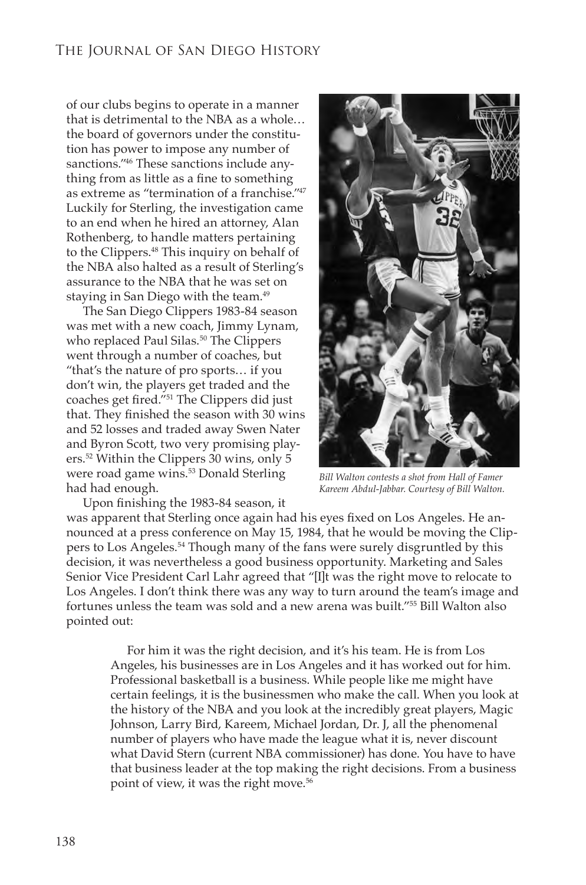of our clubs begins to operate in a manner that is detrimental to the NBA as a whole… the board of governors under the constitution has power to impose any number of sanctions."[46] These sanctions include anything from as little as a fine to something as extreme as "termination of a franchise."[47] Luckily for Sterling, the investigation came to an end when he hired an attorney, Alan Rothenberg, to handle matters pertaining to the Clippers.[48] This inquiry on behalf of the NBA also halted as a result of Sterling's assurance to the NBA that he was set on staying in San Diego with the team.[49]

The San Diego Clippers 1983-84 season was met with a new coach, Jimmy Lynam, who replaced Paul Silas.[50] The Clippers went through a number of coaches, but "that's the nature of pro sports… if you don't win, the players get traded and the coaches get fired."[51] The Clippers did just that. They finished the season with 30 wins and 52 losses and traded away Swen Nater and Byron Scott, two very promising players.[52] Within the Clippers 30 wins, only 5 were road game wins.[53] Donald Sterling had had enough.

*Bill Walton contests a shot from Hall of Famer Kareem Abdul-Jabbar. Courtesy of Bill Walton.*

Upon finishing the 1983-84 season, it was apparent that Sterling once again had his eyes fixed on Los Angeles. He announced at a press conference on May 15, 1984, that he would be moving the Clippers to Los Angeles.[54] Though many of the fans were surely disgruntled by this decision, it was nevertheless a good business opportunity. Marketing and Sales Senior Vice President Carl Lahr agreed that "[I]t was the right move to relocate to Los Angeles. I don't think there was any way to turn around the team's image and fortunes unless the team was sold and a new arena was built."[55] Bill Walton also pointed out:

> For him it was the right decision, and it's his team. He is from Los Angeles, his businesses are in Los Angeles and it has worked out for him. Professional basketball is a business. While people like me might have certain feelings, it is the businessmen who make the call. When you look at the history of the NBA and you look at the incredibly great players, Magic Johnson, Larry Bird, Kareem, Michael Jordan, Dr. J, all the phenomenal number of players who have made the league what it is, never discount what David Stern (current NBA commissioner) has done. You have to have that business leader at the top making the right decisions. From a business point of view, it was the right move.[56]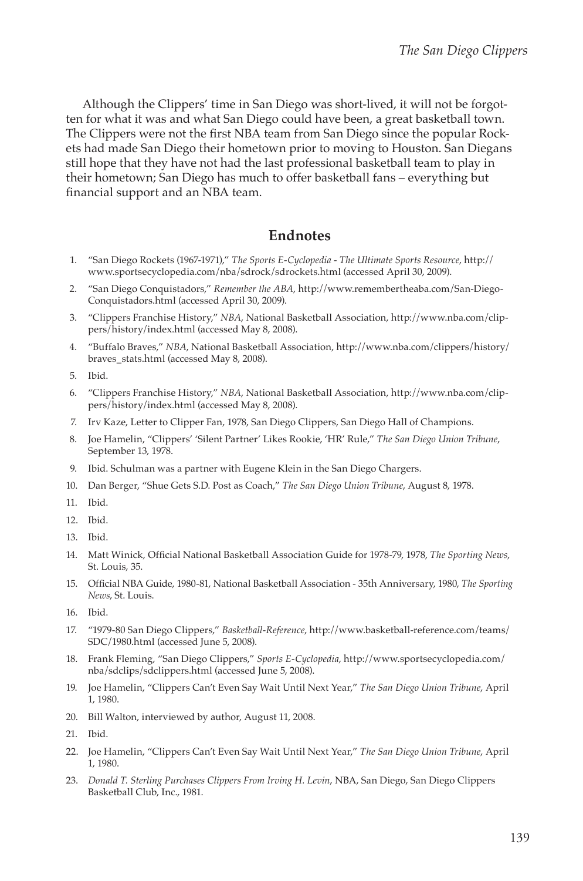Although the Clippers' time in San Diego was short-lived, it will not be forgotten for what it was and what San Diego could have been, a great basketball town. The Clippers were not the first NBA team from San Diego since the popular Rockets had made San Diego their hometown prior to moving to Houston. San Diegans still hope that they have not had the last professional basketball team to play in their hometown; San Diego has much to offer basketball fans – everything but financial support and an NBA team.

## Endnotes

1. "San Diego Rockets (1967-1971)," *The Sports E-Cyclopedia - The Ultimate Sports Resource*, http://www.sportsecyclopedia.com/nba/sdrock/sdrockets.html (accessed April 30, 2009).
2. "San Diego Conquistadors," *Remember the ABA*, http://www.remembertheaba.com/San-Diego-Conquistadors.html (accessed April 30, 2009).
3. "Clippers Franchise History," *NBA*, National Basketball Association, http://www.nba.com/clippers/history/index.html (accessed May 8, 2008).
4. "Buffalo Braves," *NBA*, National Basketball Association, http://www.nba.com/clippers/history/braves_stats.html (accessed May 8, 2008).
5. Ibid.
6. "Clippers Franchise History," *NBA*, National Basketball Association, http://www.nba.com/clippers/history/index.html (accessed May 8, 2008).
7. Irv Kaze, Letter to Clipper Fan, 1978, San Diego Clippers, San Diego Hall of Champions.
8. Joe Hamelin, "Clippers' 'Silent Partner' Likes Rookie, 'HR' Rule," *The San Diego Union Tribune*, September 13, 1978.
9. Ibid. Schulman was a partner with Eugene Klein in the San Diego Chargers.
10. Dan Berger, "Shue Gets S.D. Post as Coach," *The San Diego Union Tribune*, August 8, 1978.
11. Ibid.
12. Ibid.
13. Ibid.
14. Matt Winick, Official National Basketball Association Guide for 1978-79, 1978, *The Sporting News*, St. Louis, 35.
15. Official NBA Guide, 1980-81, National Basketball Association - 35th Anniversary, 1980, *The Sporting News*, St. Louis.
16. Ibid.
17. "1979-80 San Diego Clippers," *Basketball-Reference*, http://www.basketball-reference.com/teams/SDC/1980.html (accessed June 5, 2008).
18. Frank Fleming, "San Diego Clippers," *Sports E-Cyclopedia*, http://www.sportsecyclopedia.com/nba/sdclips/sdclippers.html (accessed June 5, 2008).
19. Joe Hamelin, "Clippers Can't Even Say Wait Until Next Year," *The San Diego Union Tribune*, April 1, 1980.
20. Bill Walton, interviewed by author, August 11, 2008.
21. Ibid.
22. Joe Hamelin, "Clippers Can't Even Say Wait Until Next Year," *The San Diego Union Tribune*, April 1, 1980.
23. *Donald T. Sterling Purchases Clippers From Irving H. Levin*, NBA, San Diego, San Diego Clippers Basketball Club, Inc., 1981.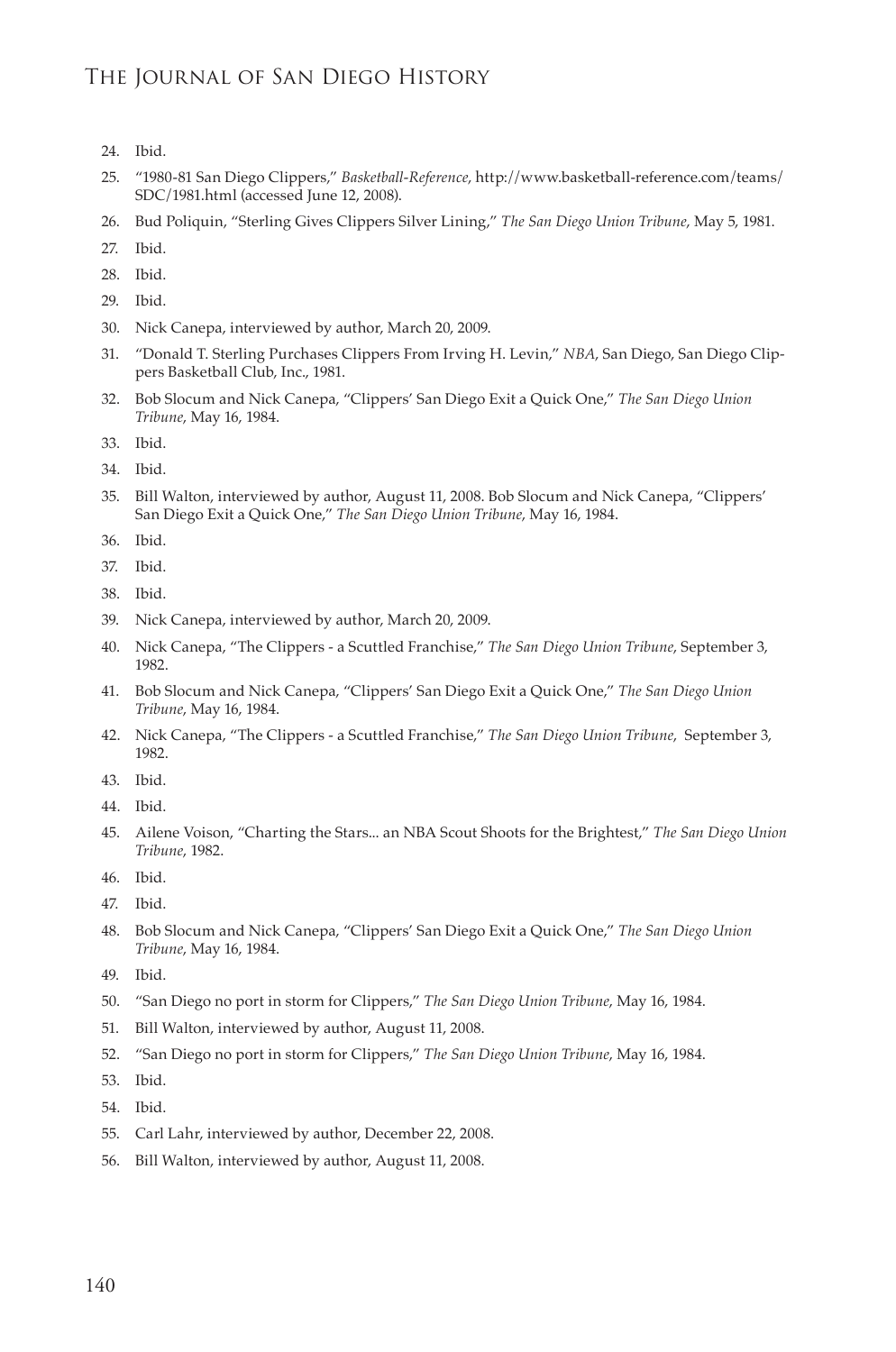24. Ibid.
25. "1980-81 San Diego Clippers," *Basketball-Reference*, http://www.basketball-reference.com/teams/SDC/1981.html (accessed June 12, 2008).
26. Bud Poliquin, "Sterling Gives Clippers Silver Lining," *The San Diego Union Tribune*, May 5, 1981.
27. Ibid.
28. Ibid.
29. Ibid.
30. Nick Canepa, interviewed by author, March 20, 2009.
31. "Donald T. Sterling Purchases Clippers From Irving H. Levin," *NBA*, San Diego, San Diego Clippers Basketball Club, Inc., 1981.
32. Bob Slocum and Nick Canepa, "Clippers' San Diego Exit a Quick One," *The San Diego Union Tribune*, May 16, 1984.
33. Ibid.
34. Ibid.
35. Bill Walton, interviewed by author, August 11, 2008. Bob Slocum and Nick Canepa, "Clippers' San Diego Exit a Quick One," *The San Diego Union Tribune*, May 16, 1984.
36. Ibid.
37. Ibid.
38. Ibid.
39. Nick Canepa, interviewed by author, March 20, 2009.
40. Nick Canepa, "The Clippers - a Scuttled Franchise," *The San Diego Union Tribune*, September 3, 1982.
41. Bob Slocum and Nick Canepa, "Clippers' San Diego Exit a Quick One," *The San Diego Union Tribune*, May 16, 1984.
42. Nick Canepa, "The Clippers - a Scuttled Franchise," *The San Diego Union Tribune*, September 3, 1982.
43. Ibid.
44. Ibid.
45. Ailene Voison, "Charting the Stars... an NBA Scout Shoots for the Brightest," *The San Diego Union Tribune*, 1982.
46. Ibid.
47. Ibid.
48. Bob Slocum and Nick Canepa, "Clippers' San Diego Exit a Quick One," *The San Diego Union Tribune*, May 16, 1984.
49. Ibid.
50. "San Diego no port in storm for Clippers," *The San Diego Union Tribune*, May 16, 1984.
51. Bill Walton, interviewed by author, August 11, 2008.
52. "San Diego no port in storm for Clippers," *The San Diego Union Tribune*, May 16, 1984.
53. Ibid.
54. Ibid.
55. Carl Lahr, interviewed by author, December 22, 2008.
56. Bill Walton, interviewed by author, August 11, 2008.